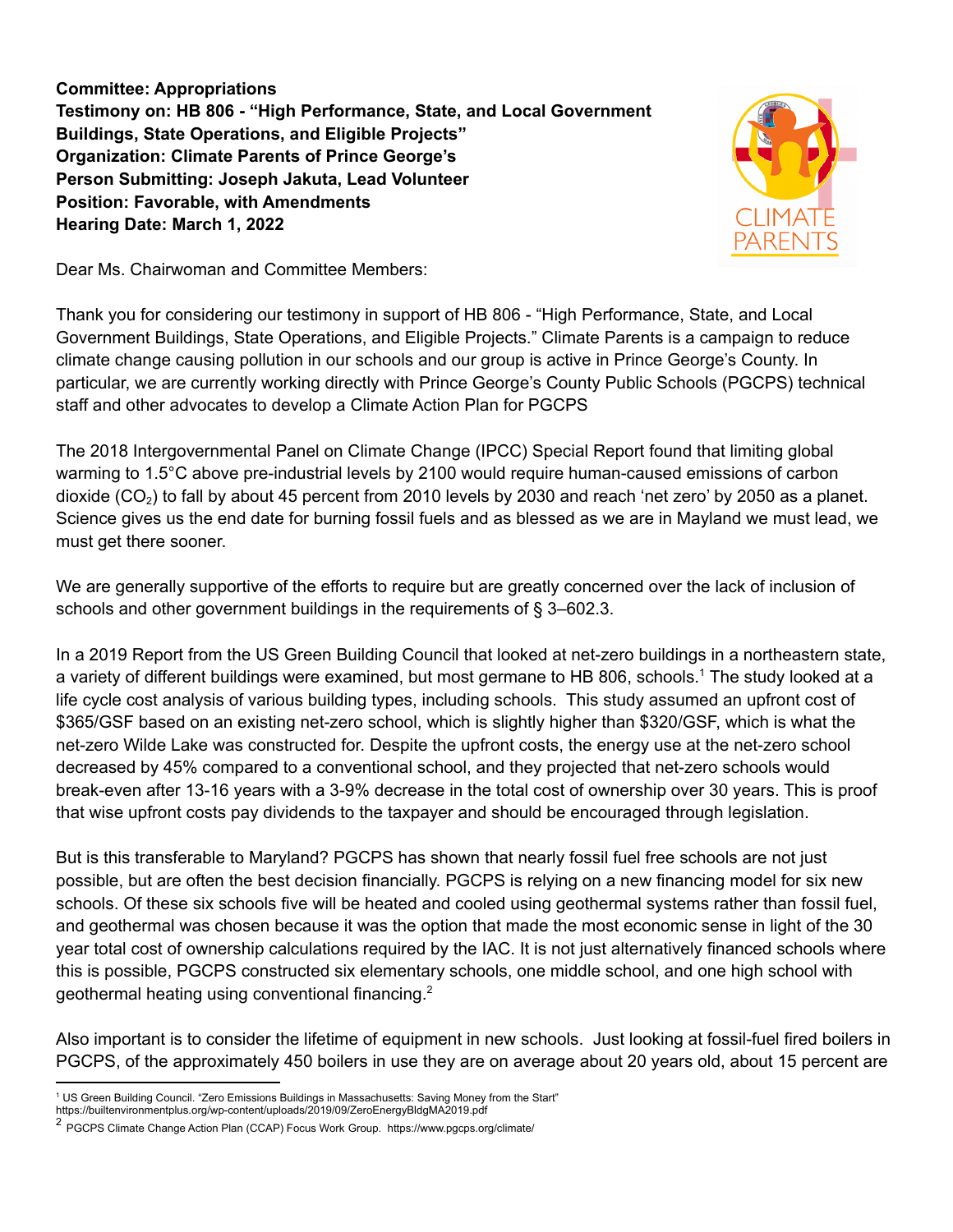**Committee: Appropriations**
**Testimony on: HB 806 - "High Performance, State, and Local Government Buildings, State Operations, and Eligible Projects"**
**Organization: Climate Parents of Prince George's**
**Person Submitting: Joseph Jakuta, Lead Volunteer**
**Position: Favorable, with Amendments**
**Hearing Date: March 1, 2022**

Dear Ms. Chairwoman and Committee Members:

Thank you for considering our testimony in support of HB 806 - "High Performance, State, and Local Government Buildings, State Operations, and Eligible Projects." Climate Parents is a campaign to reduce climate change causing pollution in our schools and our group is active in Prince George's County. In particular, we are currently working directly with Prince George's County Public Schools (PGCPS) technical staff and other advocates to develop a Climate Action Plan for PGCPS

The 2018 Intergovernmental Panel on Climate Change (IPCC) Special Report found that limiting global warming to 1.5°C above pre-industrial levels by 2100 would require human-caused emissions of carbon dioxide ($CO_2$) to fall by about 45 percent from 2010 levels by 2030 and reach 'net zero' by 2050 as a planet. Science gives us the end date for burning fossil fuels and as blessed as we are in Mayland we must lead, we must get there sooner.

We are generally supportive of the efforts to require but are greatly concerned over the lack of inclusion of schools and other government buildings in the requirements of § 3–602.3.

In a 2019 Report from the US Green Building Council that looked at net-zero buildings in a northeastern state, a variety of different buildings were examined, but most germane to HB 806, schools.[1] The study looked at a life cycle cost analysis of various building types, including schools. This study assumed an upfront cost of $365/GSF based on an existing net-zero school, which is slightly higher than $320/GSF, which is what the net-zero Wilde Lake was constructed for. Despite the upfront costs, the energy use at the net-zero school decreased by 45% compared to a conventional school, and they projected that net-zero schools would break-even after 13-16 years with a 3-9% decrease in the total cost of ownership over 30 years. This is proof that wise upfront costs pay dividends to the taxpayer and should be encouraged through legislation.

But is this transferable to Maryland? PGCPS has shown that nearly fossil fuel free schools are not just possible, but are often the best decision financially. PGCPS is relying on a new financing model for six new schools. Of these six schools five will be heated and cooled using geothermal systems rather than fossil fuel, and geothermal was chosen because it was the option that made the most economic sense in light of the 30 year total cost of ownership calculations required by the IAC. It is not just alternatively financed schools where this is possible, PGCPS constructed six elementary schools, one middle school, and one high school with geothermal heating using conventional financing.[2]

Also important is to consider the lifetime of equipment in new schools. Just looking at fossil-fuel fired boilers in PGCPS, of the approximately 450 boilers in use they are on average about 20 years old, about 15 percent are

---

[1] US Green Building Council. "Zero Emissions Buildings in Massachusetts: Saving Money from the Start" https://builtenvironmentplus.org/wp-content/uploads/2019/09/ZeroEnergyBldgMA2019.pdf

[2] PGCPS Climate Change Action Plan (CCAP) Focus Work Group. https://www.pgcps.org/climate/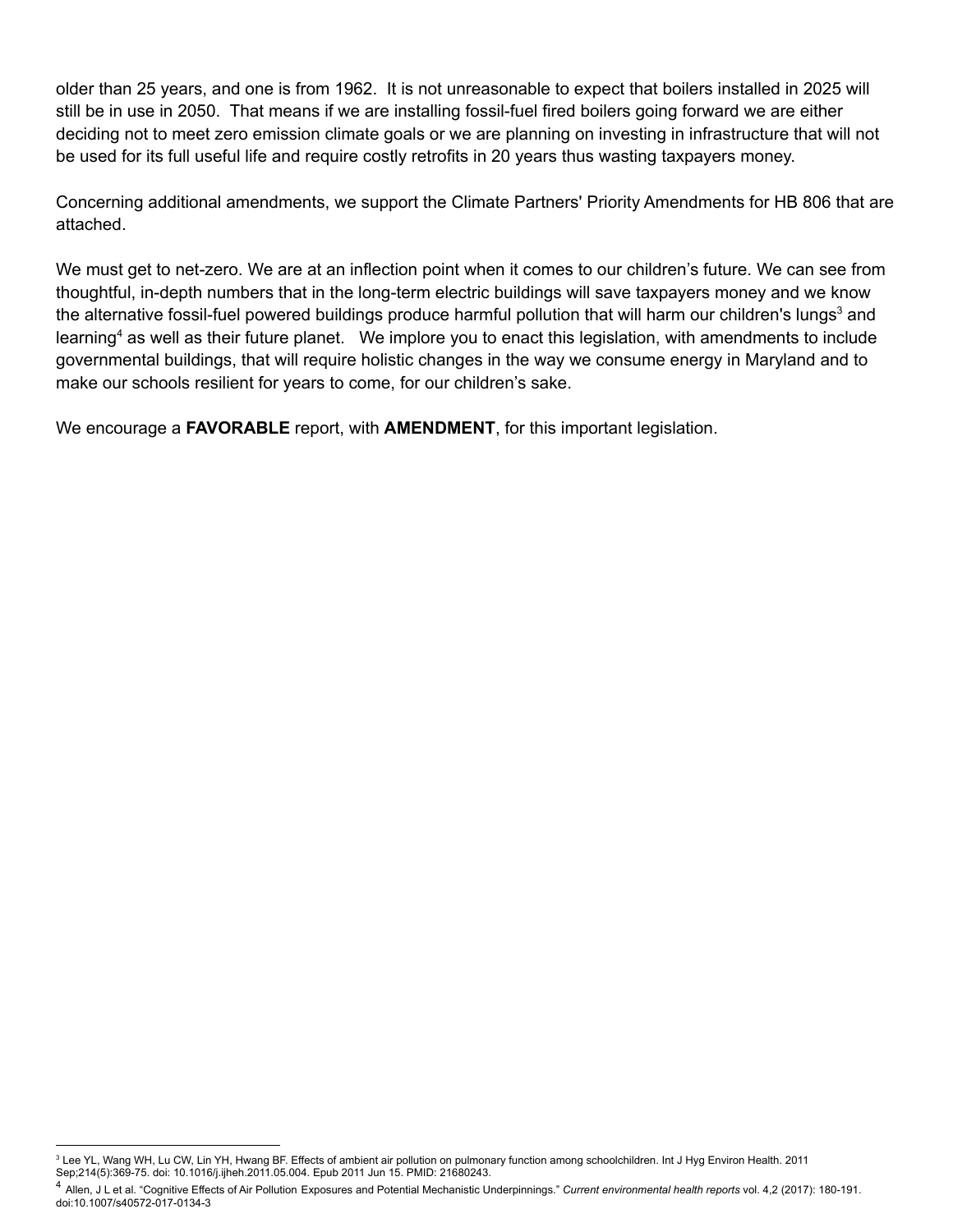older than 25 years, and one is from 1962. It is not unreasonable to expect that boilers installed in 2025 will still be in use in 2050. That means if we are installing fossil-fuel fired boilers going forward we are either deciding not to meet zero emission climate goals or we are planning on investing in infrastructure that will not be used for its full useful life and require costly retrofits in 20 years thus wasting taxpayers money.

Concerning additional amendments, we support the Climate Partners' Priority Amendments for HB 806 that are attached.

We must get to net-zero. We are at an inflection point when it comes to our children's future. We can see from thoughtful, in-depth numbers that in the long-term electric buildings will save taxpayers money and we know the alternative fossil-fuel powered buildings produce harmful pollution that will harm our children's lungs[3] and learning[4] as well as their future planet. We implore you to enact this legislation, with amendments to include governmental buildings, that will require holistic changes in the way we consume energy in Maryland and to make our schools resilient for years to come, for our children's sake.

We encourage a **FAVORABLE** report, with **AMENDMENT**, for this important legislation.

---

[3] Lee YL, Wang WH, Lu CW, Lin YH, Hwang BF. Effects of ambient air pollution on pulmonary function among schoolchildren. Int J Hyg Environ Health. 2011 Sep;214(5):369-75. doi: 10.1016/j.ijheh.2011.05.004. Epub 2011 Jun 15. PMID: 21680243.

[4] Allen, J L et al. "Cognitive Effects of Air Pollution Exposures and Potential Mechanistic Underpinnings." *Current environmental health reports* vol. 4,2 (2017): 180-191. doi:10.1007/s40572-017-0134-3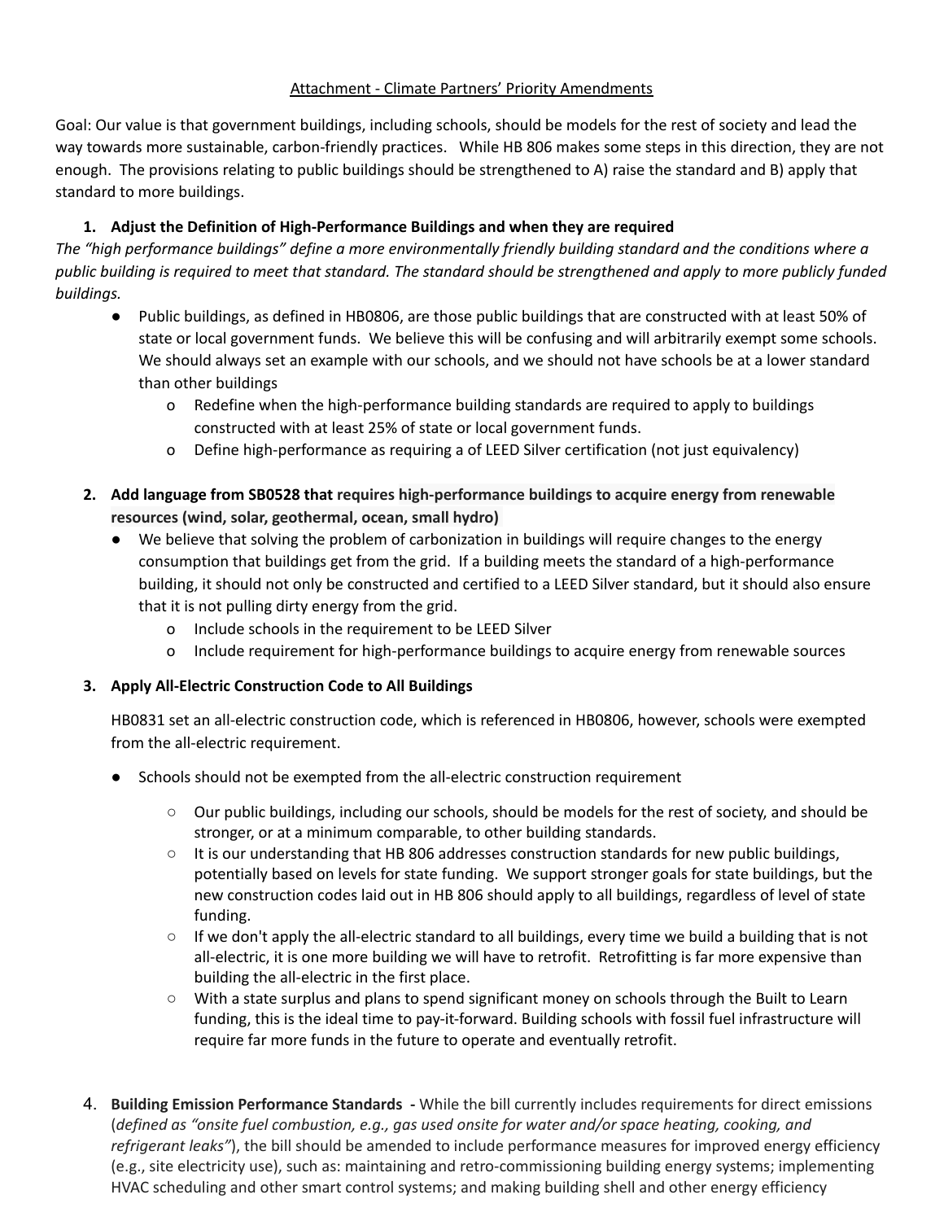Attachment - Climate Partners' Priority Amendments

Goal: Our value is that government buildings, including schools, should be models for the rest of society and lead the way towards more sustainable, carbon-friendly practices. While HB 806 makes some steps in this direction, they are not enough. The provisions relating to public buildings should be strengthened to A) raise the standard and B) apply that standard to more buildings.

1. **Adjust the Definition of High-Performance Buildings and when they are required**

*The "high performance buildings" define a more environmentally friendly building standard and the conditions where a public building is required to meet that standard. The standard should be strengthened and apply to more publicly funded buildings.*

- Public buildings, as defined in HB0806, are those public buildings that are constructed with at least 50% of state or local government funds. We believe this will be confusing and will arbitrarily exempt some schools. We should always set an example with our schools, and we should not have schools be at a lower standard than other buildings
    - o Redefine when the high-performance building standards are required to apply to buildings constructed with at least 25% of state or local government funds.
    - o Define high-performance as requiring a of LEED Silver certification (not just equivalency)

2. **Add language from SB0528 that requires high-performance buildings to acquire energy from renewable resources (wind, solar, geothermal, ocean, small hydro)**

- We believe that solving the problem of carbonization in buildings will require changes to the energy consumption that buildings get from the grid. If a building meets the standard of a high-performance building, it should not only be constructed and certified to a LEED Silver standard, but it should also ensure that it is not pulling dirty energy from the grid.
    - o Include schools in the requirement to be LEED Silver
    - o Include requirement for high-performance buildings to acquire energy from renewable sources

3. **Apply All-Electric Construction Code to All Buildings**

HB0831 set an all-electric construction code, which is referenced in HB0806, however, schools were exempted from the all-electric requirement.

- Schools should not be exempted from the all-electric construction requirement
    - Our public buildings, including our schools, should be models for the rest of society, and should be stronger, or at a minimum comparable, to other building standards.
    - It is our understanding that HB 806 addresses construction standards for new public buildings, potentially based on levels for state funding. We support stronger goals for state buildings, but the new construction codes laid out in HB 806 should apply to all buildings, regardless of level of state funding.
    - If we don't apply the all-electric standard to all buildings, every time we build a building that is not all-electric, it is one more building we will have to retrofit. Retrofitting is far more expensive than building the all-electric in the first place.
    - With a state surplus and plans to spend significant money on schools through the Built to Learn funding, this is the ideal time to pay-it-forward. Building schools with fossil fuel infrastructure will require far more funds in the future to operate and eventually retrofit.

4. **Building Emission Performance Standards -** While the bill currently includes requirements for direct emissions (*defined as "onsite fuel combustion, e.g., gas used onsite for water and/or space heating, cooking, and refrigerant leaks"*), the bill should be amended to include performance measures for improved energy efficiency (e.g., site electricity use), such as: maintaining and retro-commissioning building energy systems; implementing HVAC scheduling and other smart control systems; and making building shell and other energy efficiency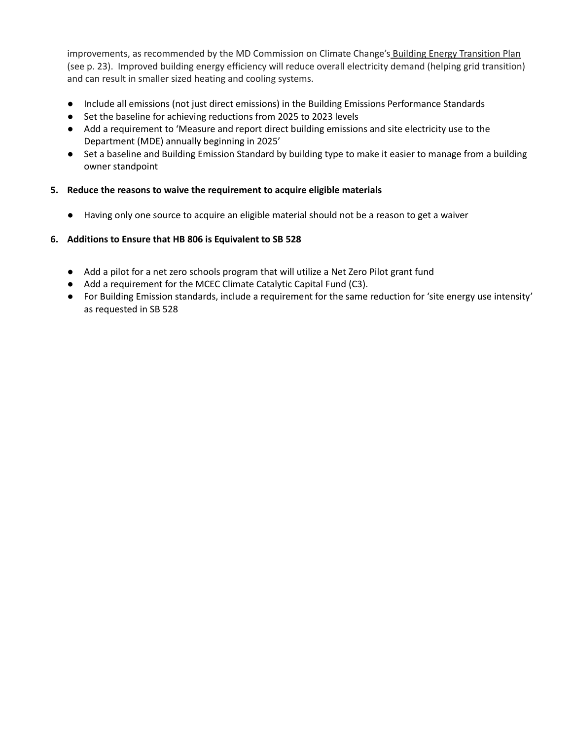improvements, as recommended by the MD Commission on Climate Change's Building Energy Transition Plan (see p. 23). Improved building energy efficiency will reduce overall electricity demand (helping grid transition) and can result in smaller sized heating and cooling systems.

- Include all emissions (not just direct emissions) in the Building Emissions Performance Standards
- Set the baseline for achieving reductions from 2025 to 2023 levels
- Add a requirement to 'Measure and report direct building emissions and site electricity use to the Department (MDE) annually beginning in 2025'
- Set a baseline and Building Emission Standard by building type to make it easier to manage from a building owner standpoint

5. **Reduce the reasons to waive the requirement to acquire eligible materials**

- Having only one source to acquire an eligible material should not be a reason to get a waiver

6. **Additions to Ensure that HB 806 is Equivalent to SB 528**

- Add a pilot for a net zero schools program that will utilize a Net Zero Pilot grant fund
- Add a requirement for the MCEC Climate Catalytic Capital Fund (C3).
- For Building Emission standards, include a requirement for the same reduction for 'site energy use intensity' as requested in SB 528